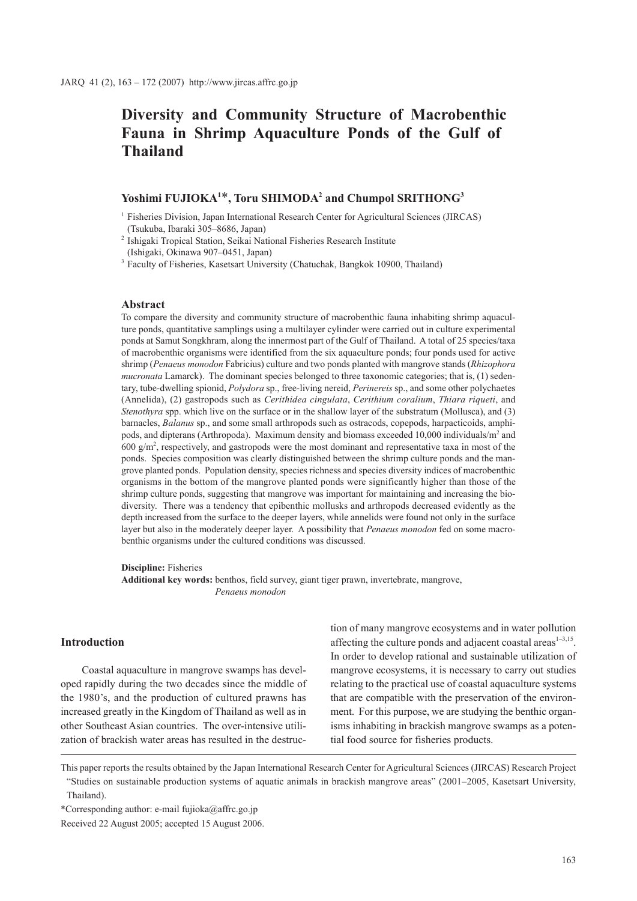# Diversity and Community Structure of Macrobenthic Fauna in Shrimp Aquaculture Ponds of the Gulf of Thailand

**Yoshimi FUJIOKA[1]\*, Toru SHIMODA[2] and Chumpol SRITHONG[3]**

[1] Fisheries Division, Japan International Research Center for Agricultural Sciences (JIRCAS) (Tsukuba, Ibaraki 305–8686, Japan)

[2] Ishigaki Tropical Station, Seikai National Fisheries Research Institute (Ishigaki, Okinawa 907–0451, Japan)

[3] Faculty of Fisheries, Kasetsart University (Chatuchak, Bangkok 10900, Thailand)

## Abstract

To compare the diversity and community structure of macrobenthic fauna inhabiting shrimp aquaculture ponds, quantitative samplings using a multilayer cylinder were carried out in culture experimental ponds at Samut Songkhram, along the innermost part of the Gulf of Thailand. A total of 25 species/taxa of macrobenthic organisms were identified from the six aquaculture ponds; four ponds used for active shrimp (*Penaeus monodon* Fabricius) culture and two ponds planted with mangrove stands (*Rhizophora mucronata* Lamarck). The dominant species belonged to three taxonomic categories; that is, (1) sedentary, tube-dwelling spionid, *Polydora* sp., free-living nereid, *Perinereis* sp., and some other polychaetes (Annelida), (2) gastropods such as *Cerithidea cingulata*, *Cerithium coralium*, *Thiara riqueti*, and *Stenothyra* spp. which live on the surface or in the shallow layer of the substratum (Mollusca), and (3) barnacles, *Balanus* sp., and some small arthropods such as ostracods, copepods, harpacticoids, amphipods, and dipterans (Arthropoda). Maximum density and biomass exceeded 10,000 individuals/m$^2$ and 600 g/m$^2$, respectively, and gastropods were the most dominant and representative taxa in most of the ponds. Species composition was clearly distinguished between the shrimp culture ponds and the mangrove planted ponds. Population density, species richness and species diversity indices of macrobenthic organisms in the bottom of the mangrove planted ponds were significantly higher than those of the shrimp culture ponds, suggesting that mangrove was important for maintaining and increasing the biodiversity. There was a tendency that epibenthic mollusks and arthropods decreased evidently as the depth increased from the surface to the deeper layers, while annelids were found not only in the surface layer but also in the moderately deeper layer. A possibility that *Penaeus monodon* fed on some macrobenthic organisms under the cultured conditions was discussed.

**Discipline:** Fisheries
**Additional key words:** benthos, field survey, giant tiger prawn, invertebrate, mangrove, *Penaeus monodon*

## Introduction

Coastal aquaculture in mangrove swamps has developed rapidly during the two decades since the middle of the 1980's, and the production of cultured prawns has increased greatly in the Kingdom of Thailand as well as in other Southeast Asian countries. The over-intensive utilization of brackish water areas has resulted in the destruction of many mangrove ecosystems and in water pollution affecting the culture ponds and adjacent coastal areas[1–3,15]. In order to develop rational and sustainable utilization of mangrove ecosystems, it is necessary to carry out studies relating to the practical use of coastal aquaculture systems that are compatible with the preservation of the environment. For this purpose, we are studying the benthic organisms inhabiting in brackish mangrove swamps as a potential food source for fisheries products.

This paper reports the results obtained by the Japan International Research Center for Agricultural Sciences (JIRCAS) Research Project "Studies on sustainable production systems of aquatic animals in brackish mangrove areas" (2001–2005, Kasetsart University, Thailand).

\*Corresponding author: e-mail fujioka@affrc.go.jp

Received 22 August 2005; accepted 15 August 2006.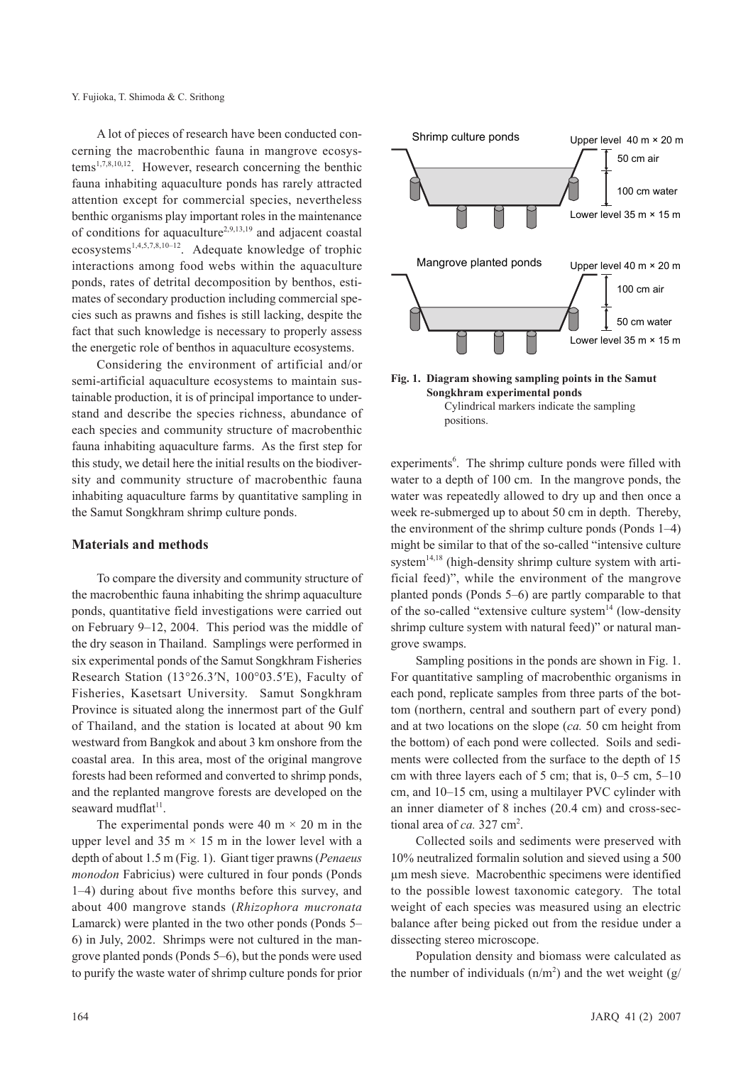A lot of pieces of research have been conducted concerning the macrobenthic fauna in mangrove ecosystems[1,7,8,10,12]. However, research concerning the benthic fauna inhabiting aquaculture ponds has rarely attracted attention except for commercial species, nevertheless benthic organisms play important roles in the maintenance of conditions for aquaculture[2,9,13,19] and adjacent coastal ecosystems[1,4,5,7,8,10–12]. Adequate knowledge of trophic interactions among food webs within the aquaculture ponds, rates of detrital decomposition by benthos, estimates of secondary production including commercial species such as prawns and fishes is still lacking, despite the fact that such knowledge is necessary to properly assess the energetic role of benthos in aquaculture ecosystems.

Considering the environment of artificial and/or semi-artificial aquaculture ecosystems to maintain sustainable production, it is of principal importance to understand and describe the species richness, abundance of each species and community structure of macrobenthic fauna inhabiting aquaculture farms. As the first step for this study, we detail here the initial results on the biodiversity and community structure of macrobenthic fauna inhabiting aquaculture farms by quantitative sampling in the Samut Songkhram shrimp culture ponds.

## Materials and methods

To compare the diversity and community structure of the macrobenthic fauna inhabiting the shrimp aquaculture ponds, quantitative field investigations were carried out on February 9–12, 2004. This period was the middle of the dry season in Thailand. Samplings were performed in six experimental ponds of the Samut Songkhram Fisheries Research Station (13°26.3′N, 100°03.5′E), Faculty of Fisheries, Kasetsart University. Samut Songkhram Province is situated along the innermost part of the Gulf of Thailand, and the station is located at about 90 km westward from Bangkok and about 3 km onshore from the coastal area. In this area, most of the original mangrove forests had been reformed and converted to shrimp ponds, and the replanted mangrove forests are developed on the seaward mudflat[11].

The experimental ponds were 40 m × 20 m in the upper level and 35 m × 15 m in the lower level with a depth of about 1.5 m (Fig. 1). Giant tiger prawns (*Penaeus monodon* Fabricius) were cultured in four ponds (Ponds 1–4) during about five months before this survey, and about 400 mangrove stands (*Rhizophora mucronata* Lamarck) were planted in the two other ponds (Ponds 5–6) in July, 2002. Shrimps were not cultured in the mangrove planted ponds (Ponds 5–6), but the ponds were used to purify the waste water of shrimp culture ponds for prior experiments[6]. The shrimp culture ponds were filled with water to a depth of 100 cm. In the mangrove ponds, the water was repeatedly allowed to dry up and then once a week re-submerged up to about 50 cm in depth. Thereby, the environment of the shrimp culture ponds (Ponds 1–4) might be similar to that of the so-called "intensive culture system[14,18] (high-density shrimp culture system with artificial feed)", while the environment of the mangrove planted ponds (Ponds 5–6) are partly comparable to that of the so-called "extensive culture system[14] (low-density shrimp culture system with natural feed)" or natural mangrove swamps.

Shrimp culture ponds: Upper level 40 m × 20 m; 50 cm air; 100 cm water; Lower level 35 m × 15 m

Mangrove planted ponds: Upper level 40 m × 20 m; 100 cm air; 50 cm water; Lower level 35 m × 15 m

**Fig. 1. Diagram showing sampling points in the Samut Songkhram experimental ponds**
Cylindrical markers indicate the sampling positions.

Sampling positions in the ponds are shown in Fig. 1. For quantitative sampling of macrobenthic organisms in each pond, replicate samples from three parts of the bottom (northern, central and southern part of every pond) and at two locations on the slope (*ca.* 50 cm height from the bottom) of each pond were collected. Soils and sediments were collected from the surface to the depth of 15 cm with three layers each of 5 cm; that is, 0–5 cm, 5–10 cm, and 10–15 cm, using a multilayer PVC cylinder with an inner diameter of 8 inches (20.4 cm) and cross-sectional area of *ca.* 327 cm$^2$.

Collected soils and sediments were preserved with 10% neutralized formalin solution and sieved using a 500 µm mesh sieve. Macrobenthic specimens were identified to the possible lowest taxonomic category. The total weight of each species was measured using an electric balance after being picked out from the residue under a dissecting stereo microscope.

Population density and biomass were calculated as the number of individuals (n/m$^2$) and the wet weight (g/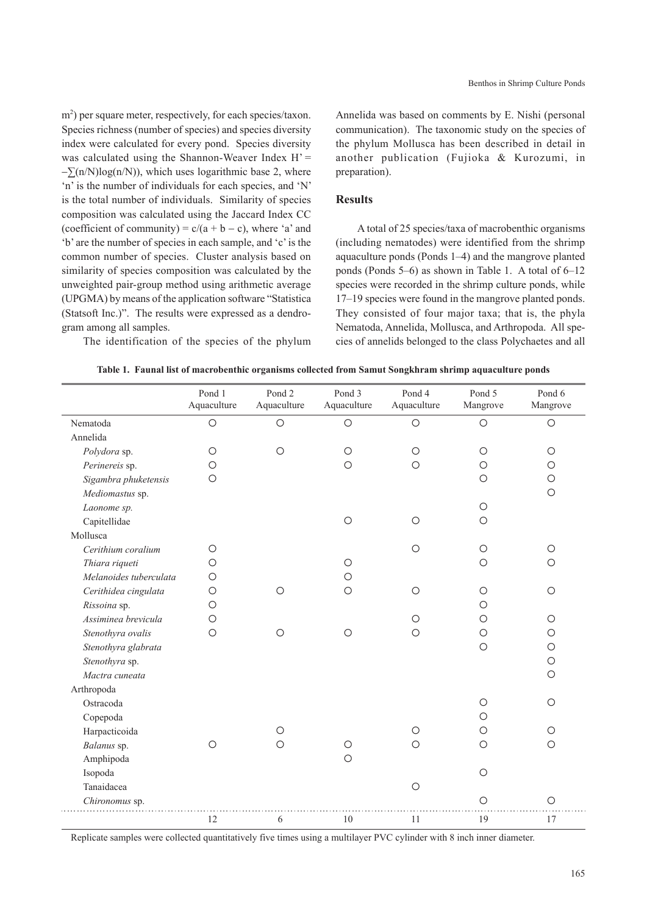$m^2$) per square meter, respectively, for each species/taxon. Species richness (number of species) and species diversity index were calculated for every pond. Species diversity was calculated using the Shannon-Weaver Index $H' = -\sum(n/N)\log(n/N))$, which uses logarithmic base 2, where 'n' is the number of individuals for each species, and 'N' is the total number of individuals. Similarity of species composition was calculated using the Jaccard Index CC (coefficient of community) $= c/(a + b - c)$, where 'a' and 'b' are the number of species in each sample, and 'c' is the common number of species. Cluster analysis based on similarity of species composition was calculated by the unweighted pair-group method using arithmetic average (UPGMA) by means of the application software "Statistica (Statsoft Inc.)". The results were expressed as a dendrogram among all samples.

The identification of the species of the phylum Annelida was based on comments by E. Nishi (personal communication). The taxonomic study on the species of the phylum Mollusca has been described in detail in another publication (Fujioka & Kurozumi, in preparation).

## Results

A total of 25 species/taxa of macrobenthic organisms (including nematodes) were identified from the shrimp aquaculture ponds (Ponds 1–4) and the mangrove planted ponds (Ponds 5–6) as shown in Table 1. A total of 6–12 species were recorded in the shrimp culture ponds, while 17–19 species were found in the mangrove planted ponds. They consisted of four major taxa; that is, the phyla Nematoda, Annelida, Mollusca, and Arthropoda. All species of annelids belonged to the class Polychaetes and all

**Table 1. Faunal list of macrobenthic organisms collected from Samut Songkhram shrimp aquaculture ponds**

| | Pond 1 Aquaculture | Pond 2 Aquaculture | Pond 3 Aquaculture | Pond 4 Aquaculture | Pond 5 Mangrove | Pond 6 Mangrove |
|---|---|---|---|---|---|---|
| Nematoda | ○ | ○ | ○ | ○ | ○ | ○ |
| Annelida | | | | | | |
| *Polydora* sp. | ○ | ○ | ○ | ○ | ○ | ○ |
| *Perinereis* sp. | ○ | | ○ | ○ | ○ | ○ |
| *Sigambra phuketensis* | ○ | | | | ○ | ○ |
| *Mediomastus* sp. | | | | | | ○ |
| *Laonome sp.* | | | | | ○ | |
| Capitellidae | | | ○ | ○ | ○ | |
| Mollusca | | | | | | |
| *Cerithium coralium* | ○ | | | ○ | ○ | ○ |
| *Thiara riqueti* | ○ | | ○ | | ○ | ○ |
| *Melanoides tuberculata* | ○ | | ○ | | | |
| *Cerithidea cingulata* | ○ | ○ | ○ | ○ | ○ | ○ |
| *Rissoina* sp. | ○ | | | | ○ | |
| *Assiminea brevicula* | ○ | | | ○ | ○ | ○ |
| *Stenothyra ovalis* | ○ | ○ | ○ | ○ | ○ | ○ |
| *Stenothyra glabrata* | | | | | ○ | ○ |
| *Stenothyra* sp. | | | | | | ○ |
| *Mactra cuneata* | | | | | | ○ |
| Arthropoda | | | | | | |
| Ostracoda | | | | | ○ | ○ |
| Copepoda | | | | | ○ | |
| Harpacticoida | | ○ | | ○ | ○ | ○ |
| *Balanus* sp. | ○ | ○ | ○ | ○ | ○ | ○ |
| Amphipoda | | | ○ | | | |
| Isopoda | | | | | ○ | |
| Tanaidacea | | | | ○ | | |
| *Chironomus* sp. | | | | | ○ | ○ |
| | 12 | 6 | 10 | 11 | 19 | 17 |

Replicate samples were collected quantitatively five times using a multilayer PVC cylinder with 8 inch inner diameter.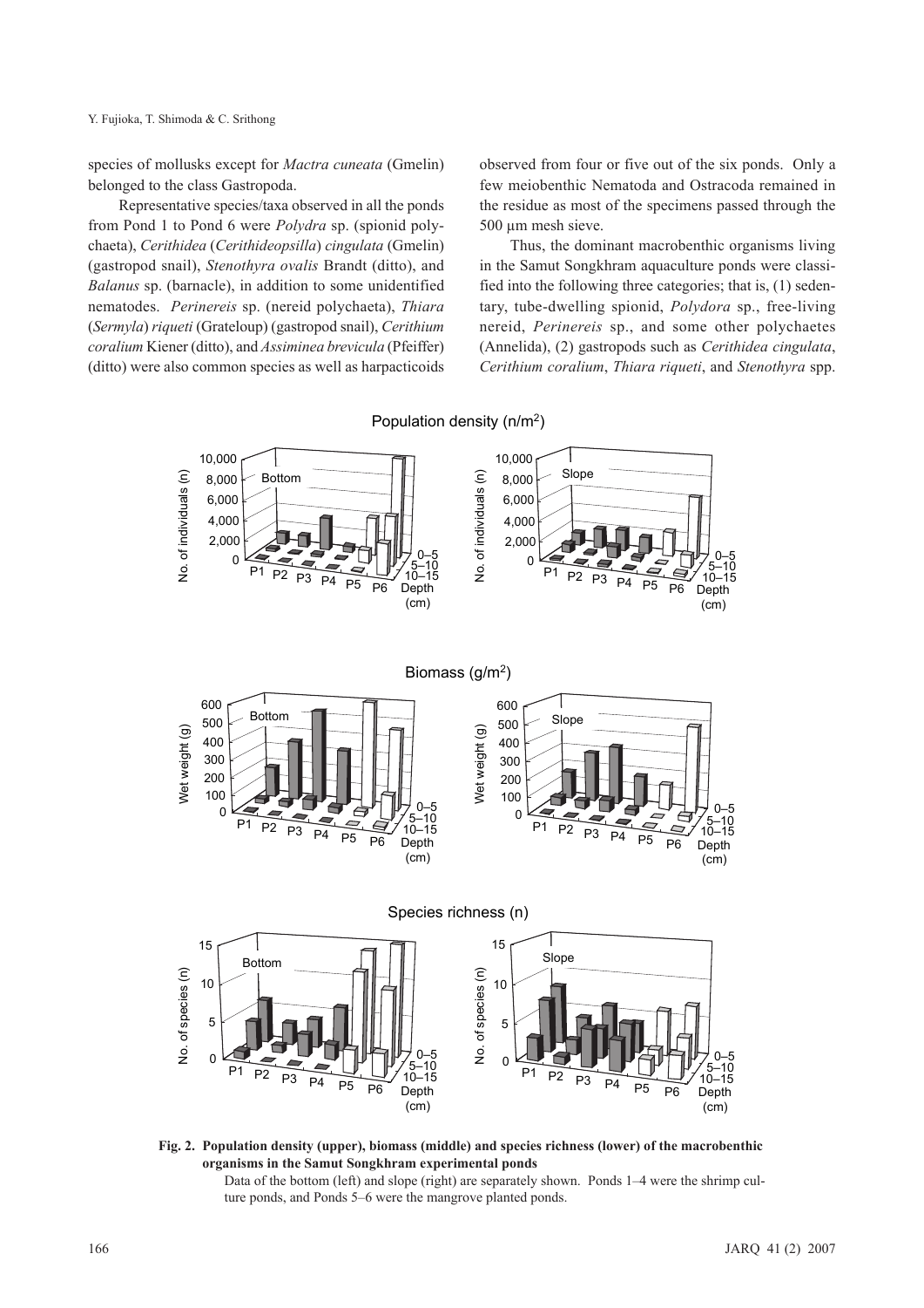species of mollusks except for *Mactra cuneata* (Gmelin) belonged to the class Gastropoda.

Representative species/taxa observed in all the ponds from Pond 1 to Pond 6 were *Polydra* sp. (spionid polychaeta), *Cerithidea* (*Cerithideopsilla*) *cingulata* (Gmelin) (gastropod snail), *Stenothyra ovalis* Brandt (ditto), and *Balanus* sp. (barnacle), in addition to some unidentified nematodes. *Perinereis* sp. (nereid polychaeta), *Thiara* (*Sermyla*) *riqueti* (Grateloup) (gastropod snail), *Cerithium coralium* Kiener (ditto), and *Assiminea brevicula* (Pfeiffer) (ditto) were also common species as well as harpacticoids observed from four or five out of the six ponds. Only a few meiobenthic Nematoda and Ostracoda remained in the residue as most of the specimens passed through the 500 μm mesh sieve.

Thus, the dominant macrobenthic organisms living in the Samut Songkhram aquaculture ponds were classified into the following three categories; that is, (1) sedentary, tube-dwelling spionid, *Polydora* sp., free-living nereid, *Perinereis* sp., and some other polychaetes (Annelida), (2) gastropods such as *Cerithidea cingulata*, *Cerithium coralium*, *Thiara riqueti*, and *Stenothyra* spp.

**Fig. 2. Population density (upper), biomass (middle) and species richness (lower) of the macrobenthic organisms in the Samut Songkhram experimental ponds**

Data of the bottom (left) and slope (right) are separately shown. Ponds 1–4 were the shrimp culture ponds, and Ponds 5–6 were the mangrove planted ponds.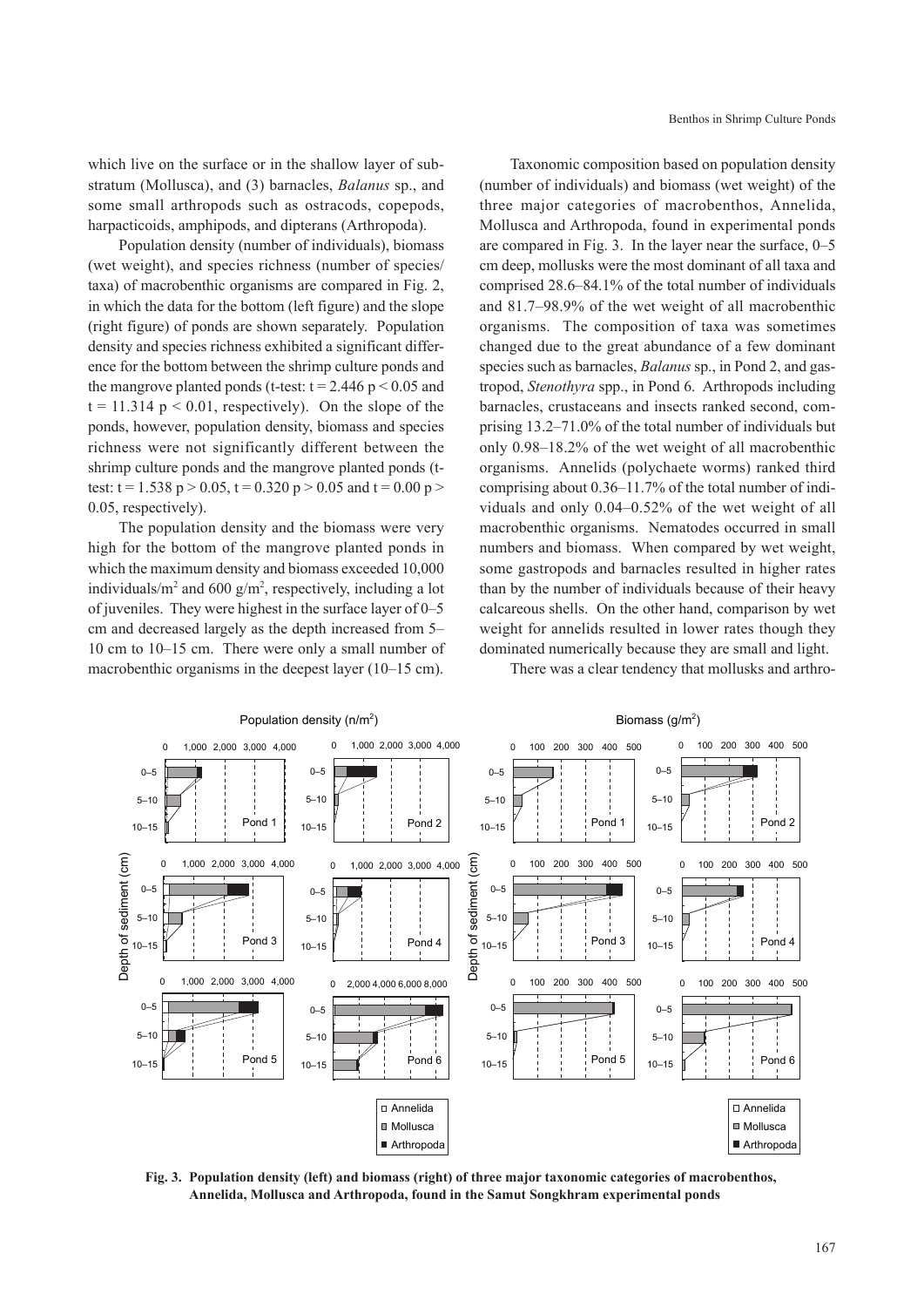which live on the surface or in the shallow layer of substratum (Mollusca), and (3) barnacles, *Balanus* sp., and some small arthropods such as ostracods, copepods, harpacticoids, amphipods, and dipterans (Arthropoda).

Population density (number of individuals), biomass (wet weight), and species richness (number of species/taxa) of macrobenthic organisms are compared in Fig. 2, in which the data for the bottom (left figure) and the slope (right figure) of ponds are shown separately. Population density and species richness exhibited a significant difference for the bottom between the shrimp culture ponds and the mangrove planted ponds (t-test: $t = 2.446$ $p < 0.05$ and $t = 11.314$ $p < 0.01$, respectively). On the slope of the ponds, however, population density, biomass and species richness were not significantly different between the shrimp culture ponds and the mangrove planted ponds (t-test: $t = 1.538$ $p > 0.05$, $t = 0.320$ $p > 0.05$ and $t = 0.00$ $p > 0.05$, respectively).

The population density and the biomass were very high for the bottom of the mangrove planted ponds in which the maximum density and biomass exceeded 10,000 individuals/m$^2$ and 600 g/m$^2$, respectively, including a lot of juveniles. They were highest in the surface layer of 0–5 cm and decreased largely as the depth increased from 5–10 cm to 10–15 cm. There were only a small number of macrobenthic organisms in the deepest layer (10–15 cm).

Taxonomic composition based on population density (number of individuals) and biomass (wet weight) of the three major categories of macrobenthos, Annelida, Mollusca and Arthropoda, found in experimental ponds are compared in Fig. 3. In the layer near the surface, 0–5 cm deep, mollusks were the most dominant of all taxa and comprised 28.6–84.1% of the total number of individuals and 81.7–98.9% of the wet weight of all macrobenthic organisms. The composition of taxa was sometimes changed due to the great abundance of a few dominant species such as barnacles, *Balanus* sp., in Pond 2, and gastropod, *Stenothyra* spp., in Pond 6. Arthropods including barnacles, crustaceans and insects ranked second, comprising 13.2–71.0% of the total number of individuals but only 0.98–18.2% of the wet weight of all macrobenthic organisms. Annelids (polychaete worms) ranked third comprising about 0.36–11.7% of the total number of individuals and only 0.04–0.52% of the wet weight of all macrobenthic organisms. Nematodes occurred in small numbers and biomass. When compared by wet weight, some gastropods and barnacles resulted in higher rates than by the number of individuals because of their heavy calcareous shells. On the other hand, comparison by wet weight for annelids resulted in lower rates though they dominated numerically because they are small and light.

There was a clear tendency that mollusks and arthro-

**Fig. 3. Population density (left) and biomass (right) of three major taxonomic categories of macrobenthos, Annelida, Mollusca and Arthropoda, found in the Samut Songkhram experimental ponds**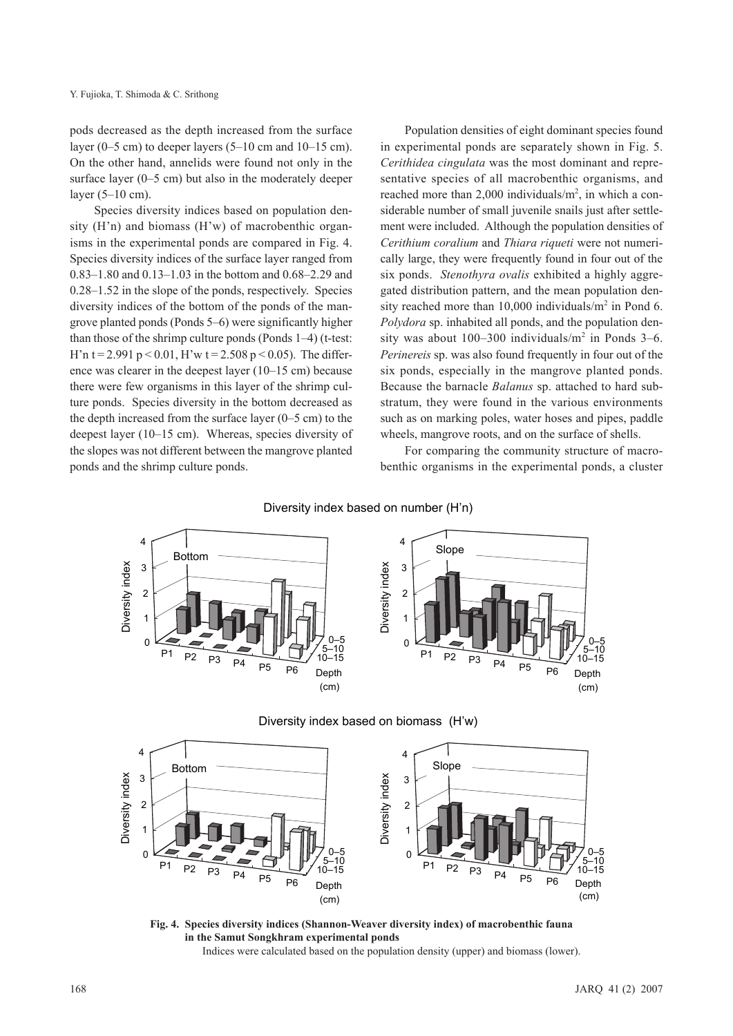pods decreased as the depth increased from the surface layer (0–5 cm) to deeper layers (5–10 cm and 10–15 cm). On the other hand, annelids were found not only in the surface layer (0–5 cm) but also in the moderately deeper layer (5–10 cm).

Species diversity indices based on population density (H'n) and biomass (H'w) of macrobenthic organisms in the experimental ponds are compared in Fig. 4. Species diversity indices of the surface layer ranged from 0.83–1.80 and 0.13–1.03 in the bottom and 0.68–2.29 and 0.28–1.52 in the slope of the ponds, respectively. Species diversity indices of the bottom of the ponds of the mangrove planted ponds (Ponds 5–6) were significantly higher than those of the shrimp culture ponds (Ponds 1–4) (t-test: H'n $t = 2.991$ $p < 0.01$, H'w $t = 2.508$ $p < 0.05$). The difference was clearer in the deepest layer (10–15 cm) because there were few organisms in this layer of the shrimp culture ponds. Species diversity in the bottom decreased as the depth increased from the surface layer (0–5 cm) to the deepest layer (10–15 cm). Whereas, species diversity of the slopes was not different between the mangrove planted ponds and the shrimp culture ponds.

Population densities of eight dominant species found in experimental ponds are separately shown in Fig. 5. *Cerithidea cingulata* was the most dominant and representative species of all macrobenthic organisms, and reached more than 2,000 individuals/m$^2$, in which a considerable number of small juvenile snails just after settlement were included. Although the population densities of *Cerithium coralium* and *Thiara riqueti* were not numerically large, they were frequently found in four out of the six ponds. *Stenothyra ovalis* exhibited a highly aggregated distribution pattern, and the mean population density reached more than 10,000 individuals/m$^2$ in Pond 6. *Polydora* sp. inhabited all ponds, and the population density was about 100–300 individuals/m$^2$ in Ponds 3–6. *Perinereis* sp. was also found frequently in four out of the six ponds, especially in the mangrove planted ponds. Because the barnacle *Balanus* sp. attached to hard substratum, they were found in the various environments such as on marking poles, water hoses and pipes, paddle wheels, mangrove roots, and on the surface of shells.

For comparing the community structure of macrobenthic organisms in the experimental ponds, a cluster

**Fig. 4. Species diversity indices (Shannon-Weaver diversity index) of macrobenthic fauna in the Samut Songkhram experimental ponds**

Indices were calculated based on the population density (upper) and biomass (lower).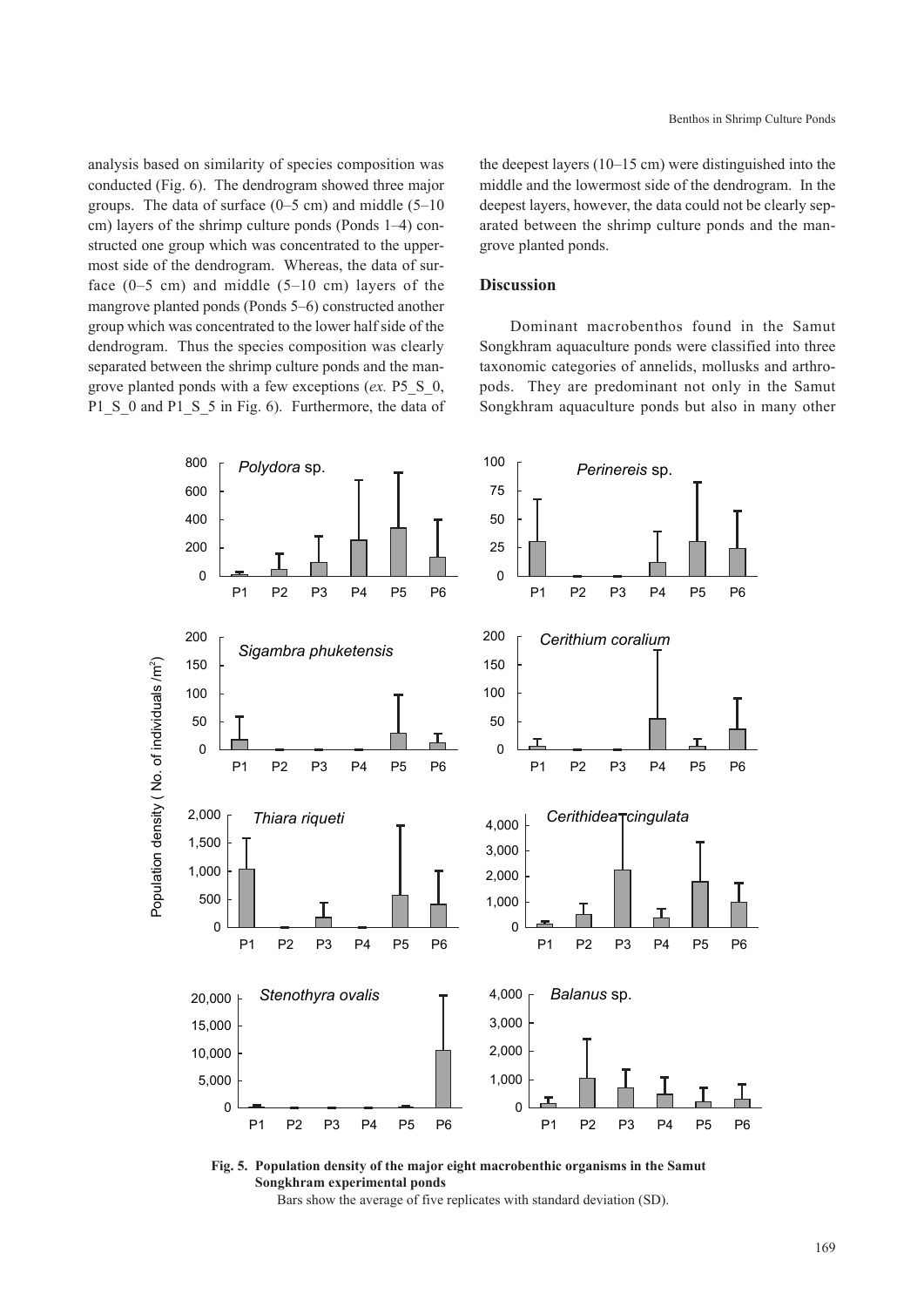analysis based on similarity of species composition was conducted (Fig. 6). The dendrogram showed three major groups. The data of surface (0–5 cm) and middle (5–10 cm) layers of the shrimp culture ponds (Ponds 1–4) constructed one group which was concentrated to the uppermost side of the dendrogram. Whereas, the data of surface (0–5 cm) and middle (5–10 cm) layers of the mangrove planted ponds (Ponds 5–6) constructed another group which was concentrated to the lower half side of the dendrogram. Thus the species composition was clearly separated between the shrimp culture ponds and the mangrove planted ponds with a few exceptions (*ex.* P5_S_0, P1_S_0 and P1_S_5 in Fig. 6). Furthermore, the data of the deepest layers (10–15 cm) were distinguished into the middle and the lowermost side of the dendrogram. In the deepest layers, however, the data could not be clearly separated between the shrimp culture ponds and the mangrove planted ponds.

## Discussion

Dominant macrobenthos found in the Samut Songkhram aquaculture ponds were classified into three taxonomic categories of annelids, mollusks and arthropods. They are predominant not only in the Samut Songkhram aquaculture ponds but also in many other

**Fig. 5. Population density of the major eight macrobenthic organisms in the Samut Songkhram experimental ponds**

Bars show the average of five replicates with standard deviation (SD).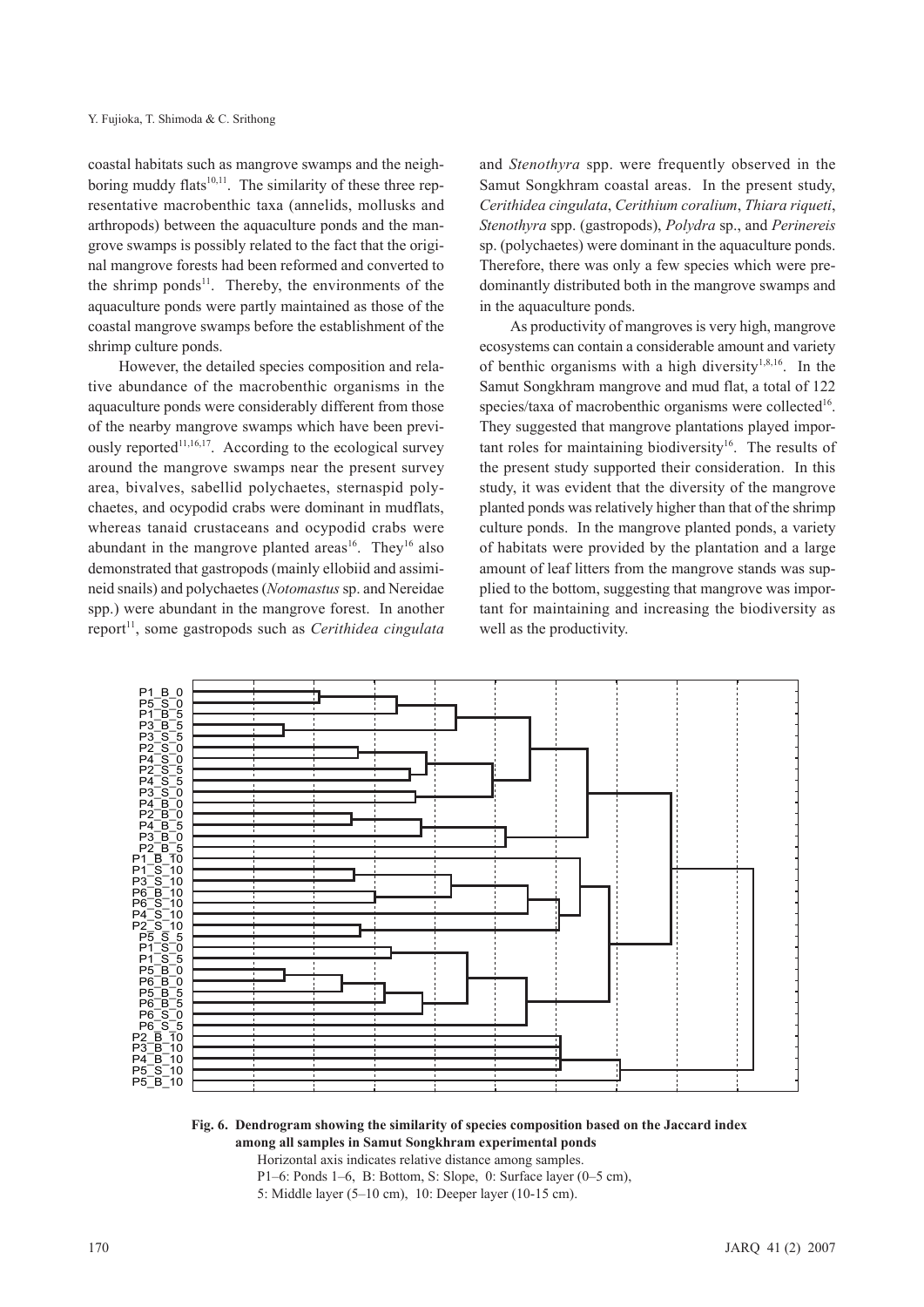coastal habitats such as mangrove swamps and the neighboring muddy flats[10,11]. The similarity of these three representative macrobenthic taxa (annelids, mollusks and arthropods) between the aquaculture ponds and the mangrove swamps is possibly related to the fact that the original mangrove forests had been reformed and converted to the shrimp ponds[11]. Thereby, the environments of the aquaculture ponds were partly maintained as those of the coastal mangrove swamps before the establishment of the shrimp culture ponds.

However, the detailed species composition and relative abundance of the macrobenthic organisms in the aquaculture ponds were considerably different from those of the nearby mangrove swamps which have been previously reported[11,16,17]. According to the ecological survey around the mangrove swamps near the present survey area, bivalves, sabellid polychaetes, sternaspid polychaetes, and ocypodid crabs were dominant in mudflats, whereas tanaid crustaceans and ocypodid crabs were abundant in the mangrove planted areas[16]. They[16] also demonstrated that gastropods (mainly ellobiid and assimineid snails) and polychaetes (*Notomastus* sp. and Nereidae spp.) were abundant in the mangrove forest. In another report[11], some gastropods such as *Cerithidea cingulata* and *Stenothyra* spp. were frequently observed in the Samut Songkhram coastal areas. In the present study, *Cerithidea cingulata*, *Cerithium coralium*, *Thiara riqueti*, *Stenothyra* spp. (gastropods), *Polydra* sp., and *Perinereis* sp. (polychaetes) were dominant in the aquaculture ponds. Therefore, there was only a few species which were predominantly distributed both in the mangrove swamps and in the aquaculture ponds.

As productivity of mangroves is very high, mangrove ecosystems can contain a considerable amount and variety of benthic organisms with a high diversity[1,8,16]. In the Samut Songkhram mangrove and mud flat, a total of 122 species/taxa of macrobenthic organisms were collected[16]. They suggested that mangrove plantations played important roles for maintaining biodiversity[16]. The results of the present study supported their consideration. In this study, it was evident that the diversity of the mangrove planted ponds was relatively higher than that of the shrimp culture ponds. In the mangrove planted ponds, a variety of habitats were provided by the plantation and a large amount of leaf litters from the mangrove stands was supplied to the bottom, suggesting that mangrove was important for maintaining and increasing the biodiversity as well as the productivity.

**Fig. 6. Dendrogram showing the similarity of species composition based on the Jaccard index among all samples in Samut Songkhram experimental ponds**

Horizontal axis indicates relative distance among samples.
P1–6: Ponds 1–6, B: Bottom, S: Slope, 0: Surface layer (0–5 cm),
5: Middle layer (5–10 cm), 10: Deeper layer (10-15 cm).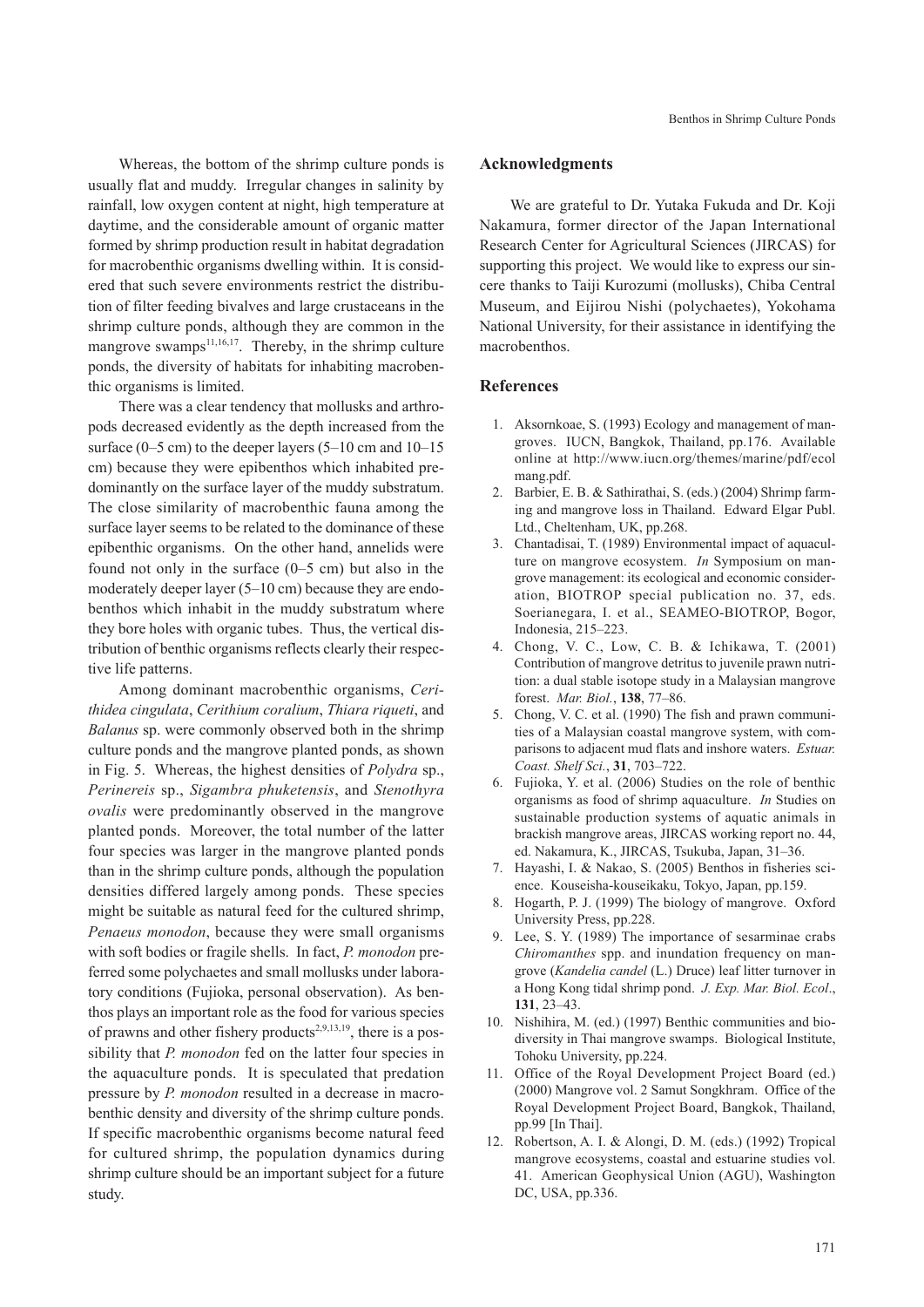Whereas, the bottom of the shrimp culture ponds is usually flat and muddy. Irregular changes in salinity by rainfall, low oxygen content at night, high temperature at daytime, and the considerable amount of organic matter formed by shrimp production result in habitat degradation for macrobenthic organisms dwelling within. It is considered that such severe environments restrict the distribution of filter feeding bivalves and large crustaceans in the shrimp culture ponds, although they are common in the mangrove swamps[11,16,17]. Thereby, in the shrimp culture ponds, the diversity of habitats for inhabiting macrobenthic organisms is limited.

There was a clear tendency that mollusks and arthropods decreased evidently as the depth increased from the surface (0–5 cm) to the deeper layers (5–10 cm and 10–15 cm) because they were epibenthos which inhabited predominantly on the surface layer of the muddy substratum. The close similarity of macrobenthic fauna among the surface layer seems to be related to the dominance of these epibenthic organisms. On the other hand, annelids were found not only in the surface (0–5 cm) but also in the moderately deeper layer (5–10 cm) because they are endobenthos which inhabit in the muddy substratum where they bore holes with organic tubes. Thus, the vertical distribution of benthic organisms reflects clearly their respective life patterns.

Among dominant macrobenthic organisms, *Cerithidea cingulata*, *Cerithium coralium*, *Thiara riqueti*, and *Balanus* sp. were commonly observed both in the shrimp culture ponds and the mangrove planted ponds, as shown in Fig. 5. Whereas, the highest densities of *Polydra* sp., *Perinereis* sp., *Sigambra phuketensis*, and *Stenothyra ovalis* were predominantly observed in the mangrove planted ponds. Moreover, the total number of the latter four species was larger in the mangrove planted ponds than in the shrimp culture ponds, although the population densities differed largely among ponds. These species might be suitable as natural feed for the cultured shrimp, *Penaeus monodon*, because they were small organisms with soft bodies or fragile shells. In fact, *P. monodon* preferred some polychaetes and small mollusks under laboratory conditions (Fujioka, personal observation). As benthos plays an important role as the food for various species of prawns and other fishery products[2,9,13,19], there is a possibility that *P. monodon* fed on the latter four species in the aquaculture ponds. It is speculated that predation pressure by *P. monodon* resulted in a decrease in macrobenthic density and diversity of the shrimp culture ponds. If specific macrobenthic organisms become natural feed for cultured shrimp, the population dynamics during shrimp culture should be an important subject for a future study.

## Acknowledgments

We are grateful to Dr. Yutaka Fukuda and Dr. Koji Nakamura, former director of the Japan International Research Center for Agricultural Sciences (JIRCAS) for supporting this project. We would like to express our sincere thanks to Taiji Kurozumi (mollusks), Chiba Central Museum, and Eijirou Nishi (polychaetes), Yokohama National University, for their assistance in identifying the macrobenthos.

## References

1. Aksornkoae, S. (1993) Ecology and management of mangroves. IUCN, Bangkok, Thailand, pp.176. Available online at http://www.iucn.org/themes/marine/pdf/ecolmang.pdf.
2. Barbier, E. B. & Sathirathai, S. (eds.) (2004) Shrimp farming and mangrove loss in Thailand. Edward Elgar Publ. Ltd., Cheltenham, UK, pp.268.
3. Chantadisai, T. (1989) Environmental impact of aquaculture on mangrove ecosystem. *In* Symposium on mangrove management: its ecological and economic consideration, BIOTROP special publication no. 37, eds. Soerianegara, I. et al., SEAMEO-BIOTROP, Bogor, Indonesia, 215–223.
4. Chong, V. C., Low, C. B. & Ichikawa, T. (2001) Contribution of mangrove detritus to juvenile prawn nutrition: a dual stable isotope study in a Malaysian mangrove forest. *Mar. Biol.*, **138**, 77–86.
5. Chong, V. C. et al. (1990) The fish and prawn communities of a Malaysian coastal mangrove system, with comparisons to adjacent mud flats and inshore waters. *Estuar. Coast. Shelf Sci.*, **31**, 703–722.
6. Fujioka, Y. et al. (2006) Studies on the role of benthic organisms as food of shrimp aquaculture. *In* Studies on sustainable production systems of aquatic animals in brackish mangrove areas, JIRCAS working report no. 44, ed. Nakamura, K., JIRCAS, Tsukuba, Japan, 31–36.
7. Hayashi, I. & Nakao, S. (2005) Benthos in fisheries science. Kouseisha-kouseikaku, Tokyo, Japan, pp.159.
8. Hogarth, P. J. (1999) The biology of mangrove. Oxford University Press, pp.228.
9. Lee, S. Y. (1989) The importance of sesarminae crabs *Chiromanthes* spp. and inundation frequency on mangrove (*Kandelia candel* (L.) Druce) leaf litter turnover in a Hong Kong tidal shrimp pond. *J. Exp. Mar. Biol. Ecol*., **131**, 23–43.
10. Nishihira, M. (ed.) (1997) Benthic communities and biodiversity in Thai mangrove swamps. Biological Institute, Tohoku University, pp.224.
11. Office of the Royal Development Project Board (ed.) (2000) Mangrove vol. 2 Samut Songkhram. Office of the Royal Development Project Board, Bangkok, Thailand, pp.99 [In Thai].
12. Robertson, A. I. & Alongi, D. M. (eds.) (1992) Tropical mangrove ecosystems, coastal and estuarine studies vol. 41. American Geophysical Union (AGU), Washington DC, USA, pp.336.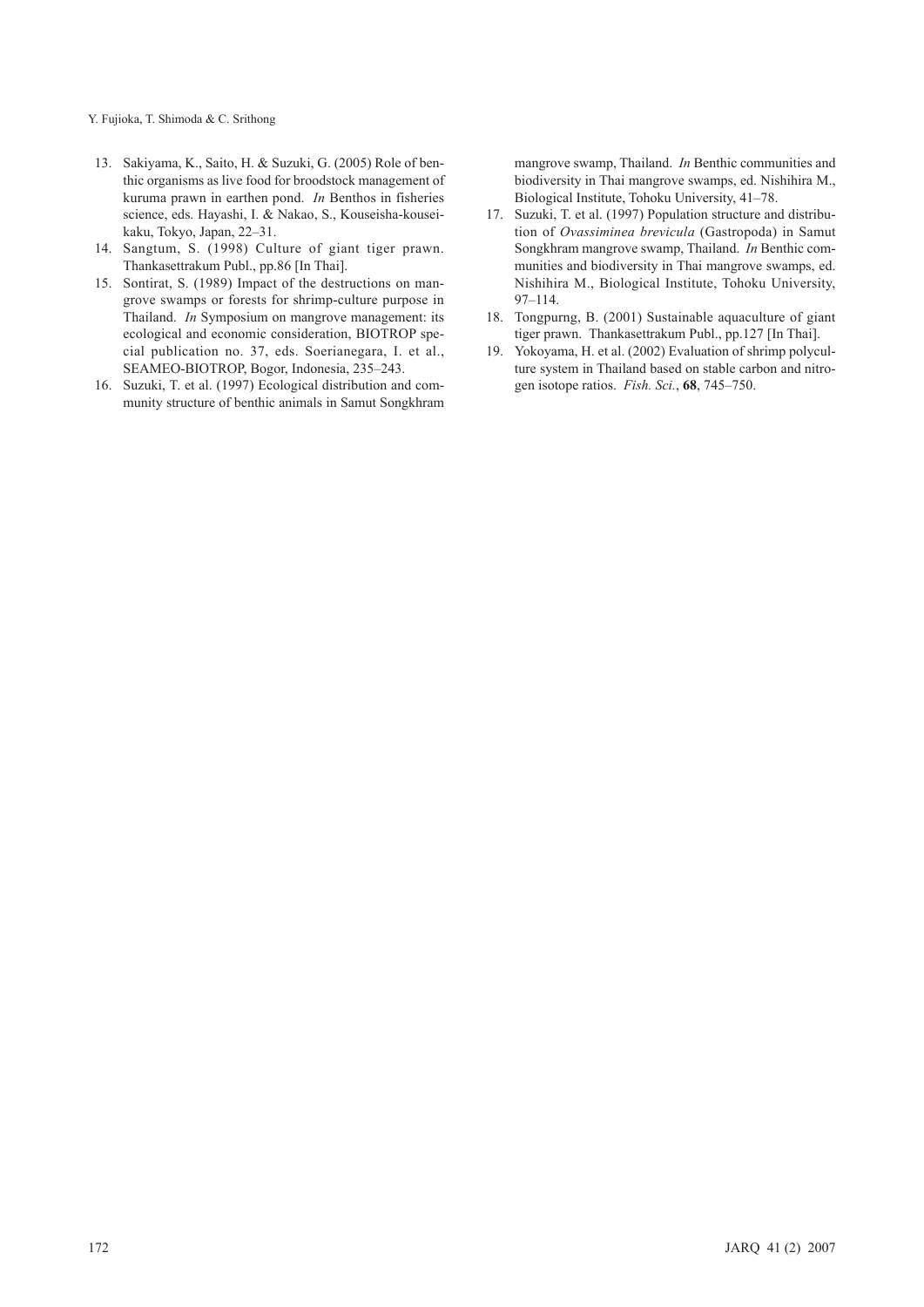13. Sakiyama, K., Saito, H. & Suzuki, G. (2005) Role of benthic organisms as live food for broodstock management of kuruma prawn in earthen pond. *In* Benthos in fisheries science, eds. Hayashi, I. & Nakao, S., Kouseisha-kouseikaku, Tokyo, Japan, 22–31.
14. Sangtum, S. (1998) Culture of giant tiger prawn. Thankasettrakum Publ., pp.86 [In Thai].
15. Sontirat, S. (1989) Impact of the destructions on mangrove swamps or forests for shrimp-culture purpose in Thailand. *In* Symposium on mangrove management: its ecological and economic consideration, BIOTROP special publication no. 37, eds. Soerianegara, I. et al., SEAMEO-BIOTROP, Bogor, Indonesia, 235–243.
16. Suzuki, T. et al. (1997) Ecological distribution and community structure of benthic animals in Samut Songkhram mangrove swamp, Thailand. *In* Benthic communities and biodiversity in Thai mangrove swamps, ed. Nishihira M., Biological Institute, Tohoku University, 41–78.
17. Suzuki, T. et al. (1997) Population structure and distribution of *Ovassiminea brevicula* (Gastropoda) in Samut Songkhram mangrove swamp, Thailand. *In* Benthic communities and biodiversity in Thai mangrove swamps, ed. Nishihira M., Biological Institute, Tohoku University, 97–114.
18. Tongpurng, B. (2001) Sustainable aquaculture of giant tiger prawn. Thankasettrakum Publ., pp.127 [In Thai].
19. Yokoyama, H. et al. (2002) Evaluation of shrimp polyculture system in Thailand based on stable carbon and nitrogen isotope ratios. *Fish. Sci.*, **68**, 745–750.